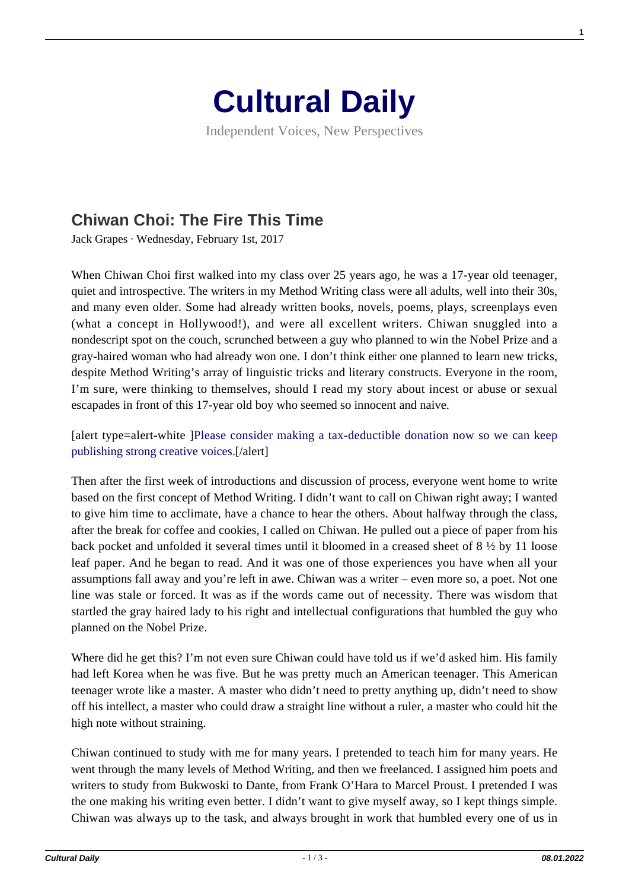# Cultural Daily

Independent Voices, New Perspectives

## Chiwan Choi: The Fire This Time

Jack Grapes · Wednesday, February 1st, 2017

When Chiwan Choi first walked into my class over 25 years ago, he was a 17-year old teenager, quiet and introspective. The writers in my Method Writing class were all adults, well into their 30s, and many even older. Some had already written books, novels, poems, plays, screenplays even (what a concept in Hollywood!), and were all excellent writers. Chiwan snuggled into a nondescript spot on the couch, scrunched between a guy who planned to win the Nobel Prize and a gray-haired woman who had already won one. I don't think either one planned to learn new tricks, despite Method Writing's array of linguistic tricks and literary constructs. Everyone in the room, I'm sure, were thinking to themselves, should I read my story about incest or abuse or sexual escapades in front of this 17-year old boy who seemed so innocent and naive.

[alert type=alert-white ]Please consider making a tax-deductible donation now so we can keep publishing strong creative voices.[/alert]

Then after the first week of introductions and discussion of process, everyone went home to write based on the first concept of Method Writing. I didn't want to call on Chiwan right away; I wanted to give him time to acclimate, have a chance to hear the others. About halfway through the class, after the break for coffee and cookies, I called on Chiwan. He pulled out a piece of paper from his back pocket and unfolded it several times until it bloomed in a creased sheet of 8 ½ by 11 loose leaf paper. And he began to read. And it was one of those experiences you have when all your assumptions fall away and you're left in awe. Chiwan was a writer – even more so, a poet. Not one line was stale or forced. It was as if the words came out of necessity. There was wisdom that startled the gray haired lady to his right and intellectual configurations that humbled the guy who planned on the Nobel Prize.

Where did he get this? I'm not even sure Chiwan could have told us if we'd asked him. His family had left Korea when he was five. But he was pretty much an American teenager. This American teenager wrote like a master. A master who didn't need to pretty anything up, didn't need to show off his intellect, a master who could draw a straight line without a ruler, a master who could hit the high note without straining.

Chiwan continued to study with me for many years. I pretended to teach him for many years. He went through the many levels of Method Writing, and then we freelanced. I assigned him poets and writers to study from Bukwoski to Dante, from Frank O'Hara to Marcel Proust. I pretended I was the one making his writing even better. I didn't want to give myself away, so I kept things simple. Chiwan was always up to the task, and always brought in work that humbled every one of us in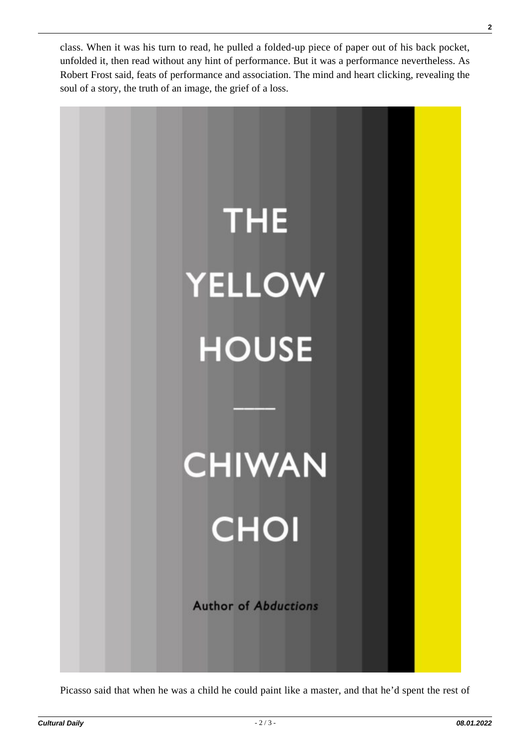class. When it was his turn to read, he pulled a folded-up piece of paper out of his back pocket, unfolded it, then read without any hint of performance. But it was a performance nevertheless. As Robert Frost said, feats of performance and association. The mind and heart clicking, revealing the soul of a story, the truth of an image, the grief of a loss.

Picasso said that when he was a child he could paint like a master, and that he'd spent the rest of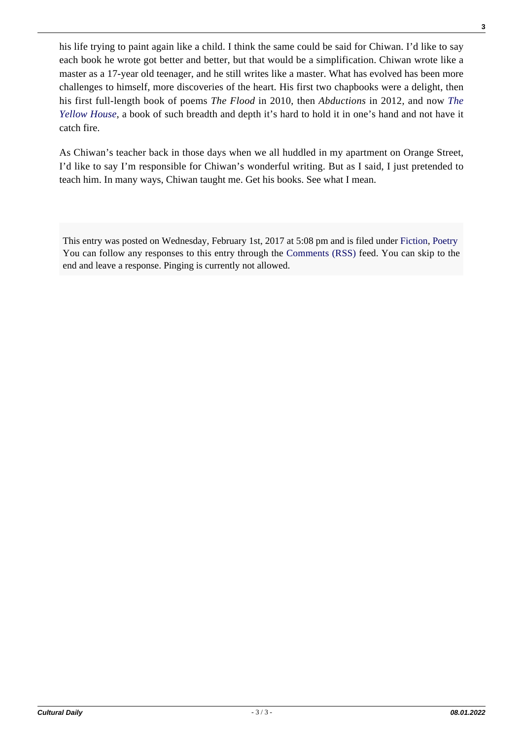his life trying to paint again like a child. I think the same could be said for Chiwan. I'd like to say each book he wrote got better and better, but that would be a simplification. Chiwan wrote like a master as a 17-year old teenager, and he still writes like a master. What has evolved has been more challenges to himself, more discoveries of the heart. His first two chapbooks were a delight, then his first full-length book of poems *The Flood* in 2010, then *Abductions* in 2012, and now *The Yellow House*, a book of such breadth and depth it's hard to hold it in one's hand and not have it catch fire.

As Chiwan's teacher back in those days when we all huddled in my apartment on Orange Street, I'd like to say I'm responsible for Chiwan's wonderful writing. But as I said, I just pretended to teach him. In many ways, Chiwan taught me. Get his books. See what I mean.

This entry was posted on Wednesday, February 1st, 2017 at 5:08 pm and is filed under Fiction, Poetry You can follow any responses to this entry through the Comments (RSS) feed. You can skip to the end and leave a response. Pinging is currently not allowed.